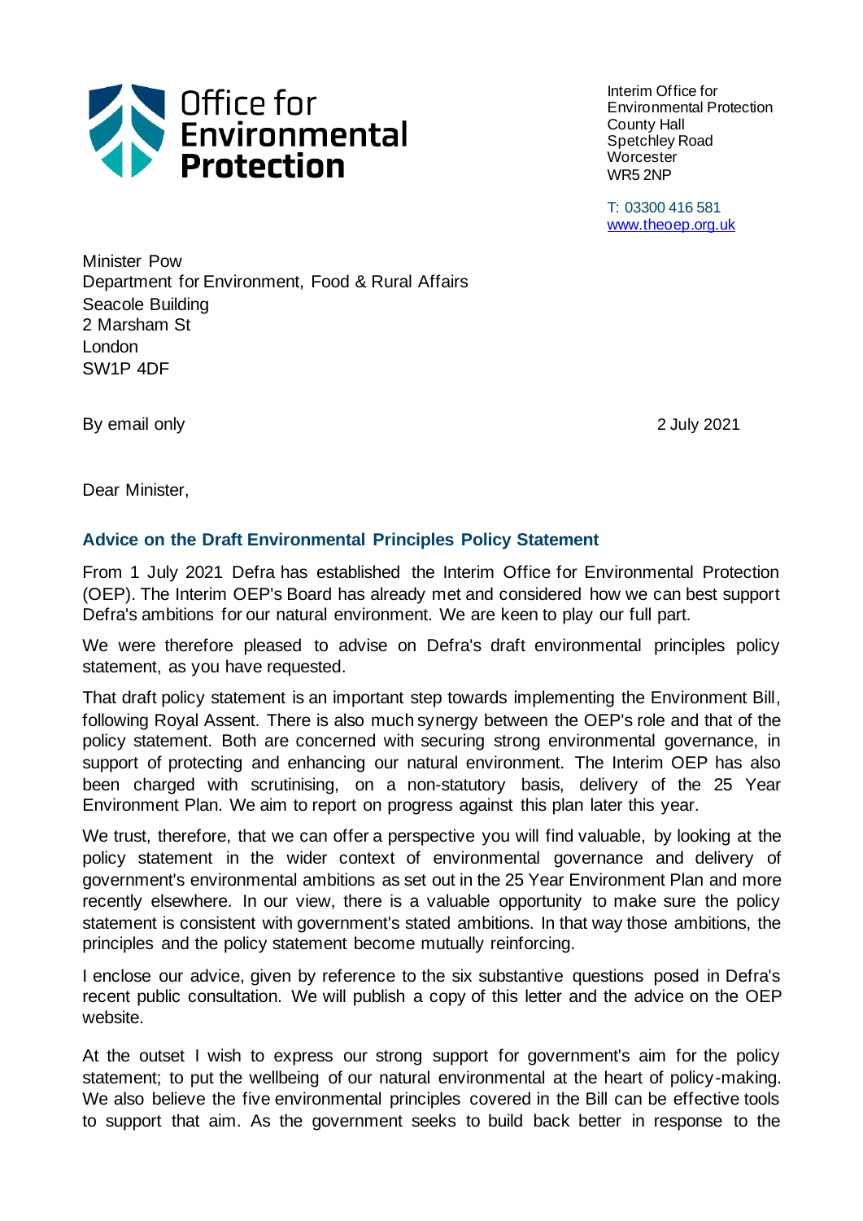Office for Environmental Protection

Interim Office for Environmental Protection
County Hall
Spetchley Road
Worcester
WR5 2NP

T: 03300 416 581
www.theoep.org.uk

Minister Pow
Department for Environment, Food & Rural Affairs
Seacole Building
2 Marsham St
London
SW1P 4DF

By email only

2 July 2021

Dear Minister,

## Advice on the Draft Environmental Principles Policy Statement

From 1 July 2021 Defra has established the Interim Office for Environmental Protection (OEP). The Interim OEP's Board has already met and considered how we can best support Defra's ambitions for our natural environment. We are keen to play our full part.

We were therefore pleased to advise on Defra's draft environmental principles policy statement, as you have requested.

That draft policy statement is an important step towards implementing the Environment Bill, following Royal Assent. There is also much synergy between the OEP's role and that of the policy statement. Both are concerned with securing strong environmental governance, in support of protecting and enhancing our natural environment. The Interim OEP has also been charged with scrutinising, on a non-statutory basis, delivery of the 25 Year Environment Plan. We aim to report on progress against this plan later this year.

We trust, therefore, that we can offer a perspective you will find valuable, by looking at the policy statement in the wider context of environmental governance and delivery of government's environmental ambitions as set out in the 25 Year Environment Plan and more recently elsewhere. In our view, there is a valuable opportunity to make sure the policy statement is consistent with government's stated ambitions. In that way those ambitions, the principles and the policy statement become mutually reinforcing.

I enclose our advice, given by reference to the six substantive questions posed in Defra's recent public consultation. We will publish a copy of this letter and the advice on the OEP website.

At the outset I wish to express our strong support for government's aim for the policy statement; to put the wellbeing of our natural environmental at the heart of policy-making. We also believe the five environmental principles covered in the Bill can be effective tools to support that aim. As the government seeks to build back better in response to the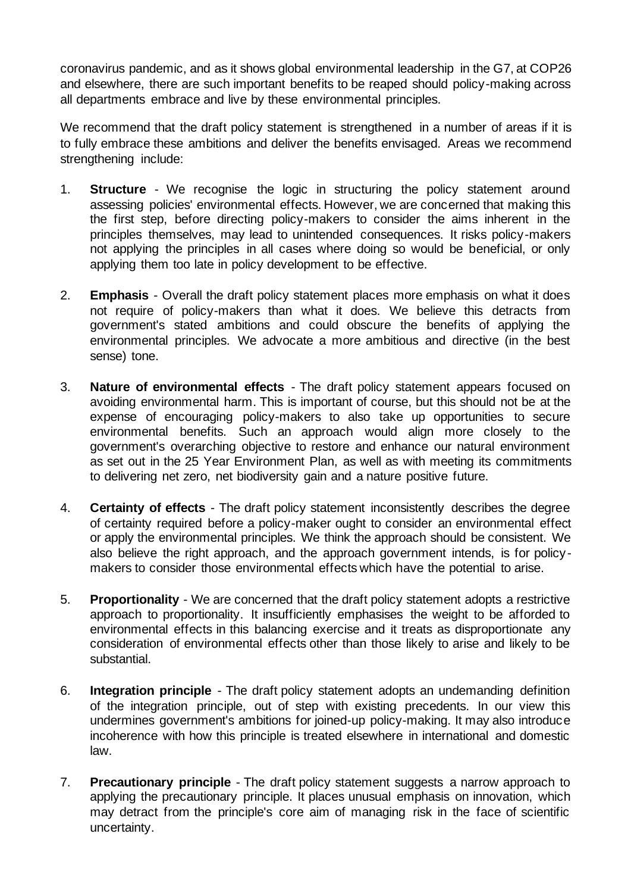coronavirus pandemic, and as it shows global environmental leadership in the G7, at COP26 and elsewhere, there are such important benefits to be reaped should policy-making across all departments embrace and live by these environmental principles.

We recommend that the draft policy statement is strengthened in a number of areas if it is to fully embrace these ambitions and deliver the benefits envisaged. Areas we recommend strengthening include:

1. **Structure** - We recognise the logic in structuring the policy statement around assessing policies' environmental effects. However, we are concerned that making this the first step, before directing policy-makers to consider the aims inherent in the principles themselves, may lead to unintended consequences. It risks policy-makers not applying the principles in all cases where doing so would be beneficial, or only applying them too late in policy development to be effective.

2. **Emphasis** - Overall the draft policy statement places more emphasis on what it does not require of policy-makers than what it does. We believe this detracts from government's stated ambitions and could obscure the benefits of applying the environmental principles. We advocate a more ambitious and directive (in the best sense) tone.

3. **Nature of environmental effects** - The draft policy statement appears focused on avoiding environmental harm. This is important of course, but this should not be at the expense of encouraging policy-makers to also take up opportunities to secure environmental benefits. Such an approach would align more closely to the government's overarching objective to restore and enhance our natural environment as set out in the 25 Year Environment Plan, as well as with meeting its commitments to delivering net zero, net biodiversity gain and a nature positive future.

4. **Certainty of effects** - The draft policy statement inconsistently describes the degree of certainty required before a policy-maker ought to consider an environmental effect or apply the environmental principles. We think the approach should be consistent. We also believe the right approach, and the approach government intends, is for policy-makers to consider those environmental effects which have the potential to arise.

5. **Proportionality** - We are concerned that the draft policy statement adopts a restrictive approach to proportionality. It insufficiently emphasises the weight to be afforded to environmental effects in this balancing exercise and it treats as disproportionate any consideration of environmental effects other than those likely to arise and likely to be substantial.

6. **Integration principle** - The draft policy statement adopts an undemanding definition of the integration principle, out of step with existing precedents. In our view this undermines government's ambitions for joined-up policy-making. It may also introduce incoherence with how this principle is treated elsewhere in international and domestic law.

7. **Precautionary principle** - The draft policy statement suggests a narrow approach to applying the precautionary principle. It places unusual emphasis on innovation, which may detract from the principle's core aim of managing risk in the face of scientific uncertainty.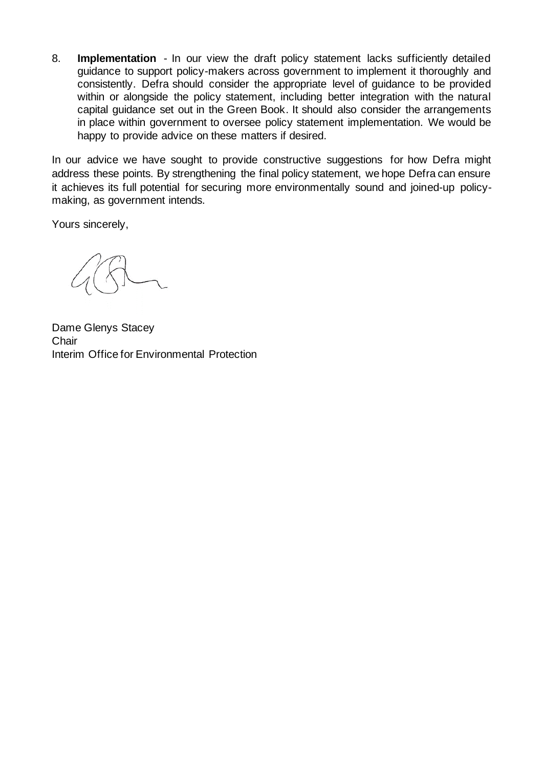8. **Implementation** - In our view the draft policy statement lacks sufficiently detailed guidance to support policy-makers across government to implement it thoroughly and consistently. Defra should consider the appropriate level of guidance to be provided within or alongside the policy statement, including better integration with the natural capital guidance set out in the Green Book. It should also consider the arrangements in place within government to oversee policy statement implementation. We would be happy to provide advice on these matters if desired.

In our advice we have sought to provide constructive suggestions for how Defra might address these points. By strengthening the final policy statement, we hope Defra can ensure it achieves its full potential for securing more environmentally sound and joined-up policy-making, as government intends.

Yours sincerely,

Dame Glenys Stacey
Chair
Interim Office for Environmental Protection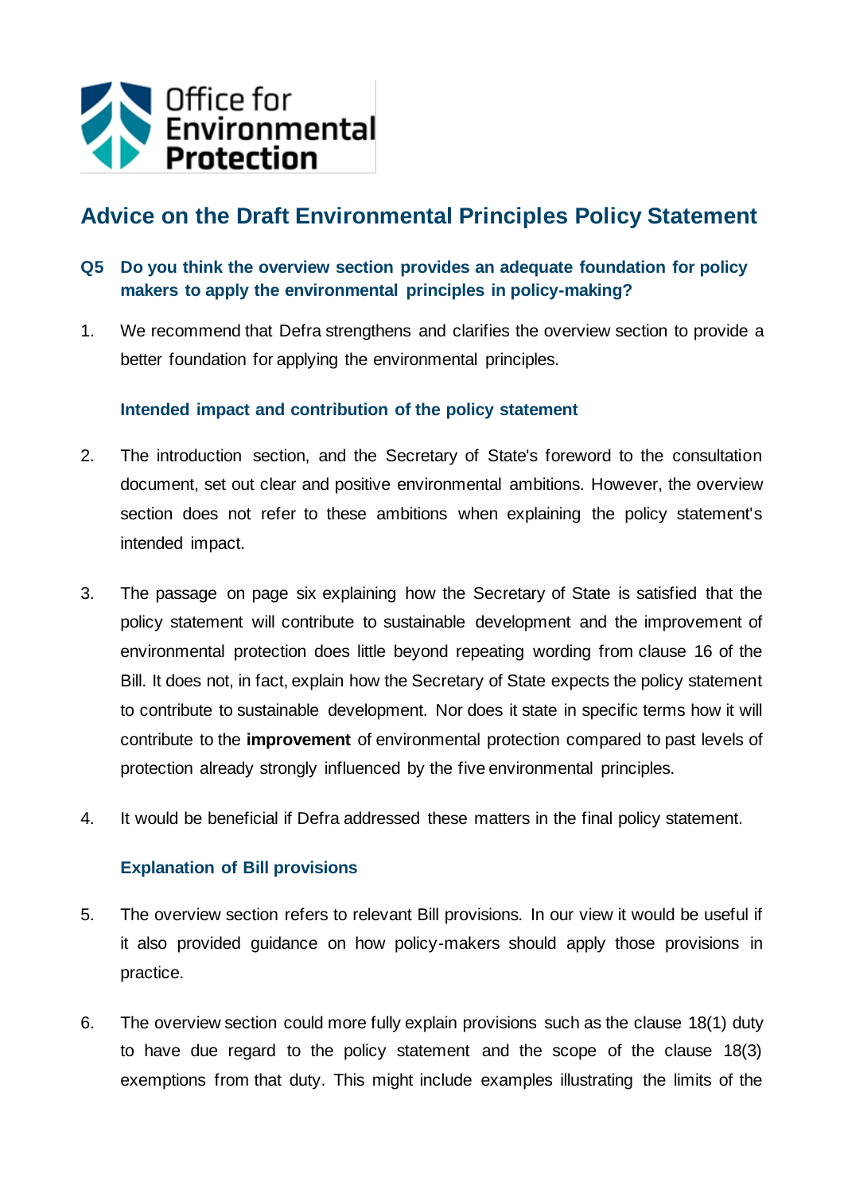Office for Environmental Protection

# Advice on the Draft Environmental Principles Policy Statement

## Q5 Do you think the overview section provides an adequate foundation for policy makers to apply the environmental principles in policy-making?

1. We recommend that Defra strengthens and clarifies the overview section to provide a better foundation for applying the environmental principles.

### Intended impact and contribution of the policy statement

2. The introduction section, and the Secretary of State's foreword to the consultation document, set out clear and positive environmental ambitions. However, the overview section does not refer to these ambitions when explaining the policy statement's intended impact.

3. The passage on page six explaining how the Secretary of State is satisfied that the policy statement will contribute to sustainable development and the improvement of environmental protection does little beyond repeating wording from clause 16 of the Bill. It does not, in fact, explain how the Secretary of State expects the policy statement to contribute to sustainable development. Nor does it state in specific terms how it will contribute to the **improvement** of environmental protection compared to past levels of protection already strongly influenced by the five environmental principles.

4. It would be beneficial if Defra addressed these matters in the final policy statement.

### Explanation of Bill provisions

5. The overview section refers to relevant Bill provisions. In our view it would be useful if it also provided guidance on how policy-makers should apply those provisions in practice.

6. The overview section could more fully explain provisions such as the clause 18(1) duty to have due regard to the policy statement and the scope of the clause 18(3) exemptions from that duty. This might include examples illustrating the limits of the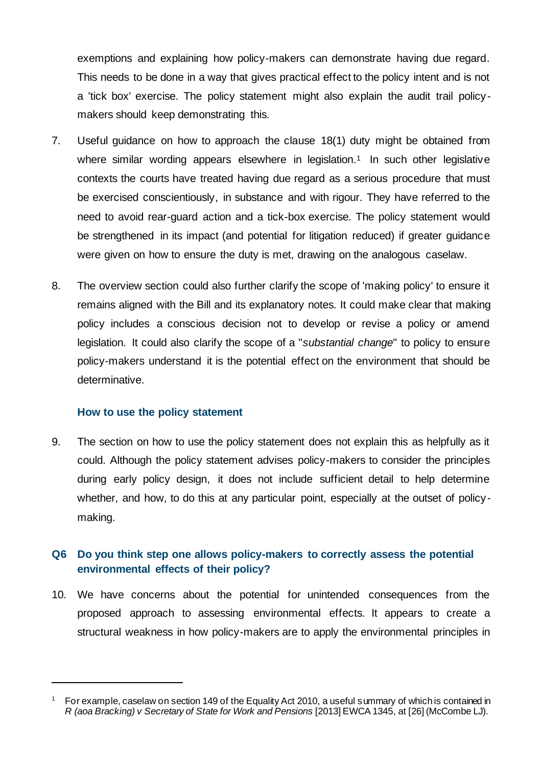exemptions and explaining how policy-makers can demonstrate having due regard. This needs to be done in a way that gives practical effect to the policy intent and is not a 'tick box' exercise. The policy statement might also explain the audit trail policy-makers should keep demonstrating this.

7. Useful guidance on how to approach the clause 18(1) duty might be obtained from where similar wording appears elsewhere in legislation.[1] In such other legislative contexts the courts have treated having due regard as a serious procedure that must be exercised conscientiously, in substance and with rigour. They have referred to the need to avoid rear-guard action and a tick-box exercise. The policy statement would be strengthened in its impact (and potential for litigation reduced) if greater guidance were given on how to ensure the duty is met, drawing on the analogous caselaw.

8. The overview section could also further clarify the scope of 'making policy' to ensure it remains aligned with the Bill and its explanatory notes. It could make clear that making policy includes a conscious decision not to develop or revise a policy or amend legislation. It could also clarify the scope of a "*substantial change*" to policy to ensure policy-makers understand it is the potential effect on the environment that should be determinative.

### How to use the policy statement

9. The section on how to use the policy statement does not explain this as helpfully as it could. Although the policy statement advises policy-makers to consider the principles during early policy design, it does not include sufficient detail to help determine whether, and how, to do this at any particular point, especially at the outset of policy-making.

### Q6 Do you think step one allows policy-makers to correctly assess the potential environmental effects of their policy?

10. We have concerns about the potential for unintended consequences from the proposed approach to assessing environmental effects. It appears to create a structural weakness in how policy-makers are to apply the environmental principles in

---

[1] For example, caselaw on section 149 of the Equality Act 2010, a useful summary of which is contained in *R (aoa Bracking) v Secretary of State for Work and Pensions* [2013] EWCA 1345, at [26] (McCombe LJ).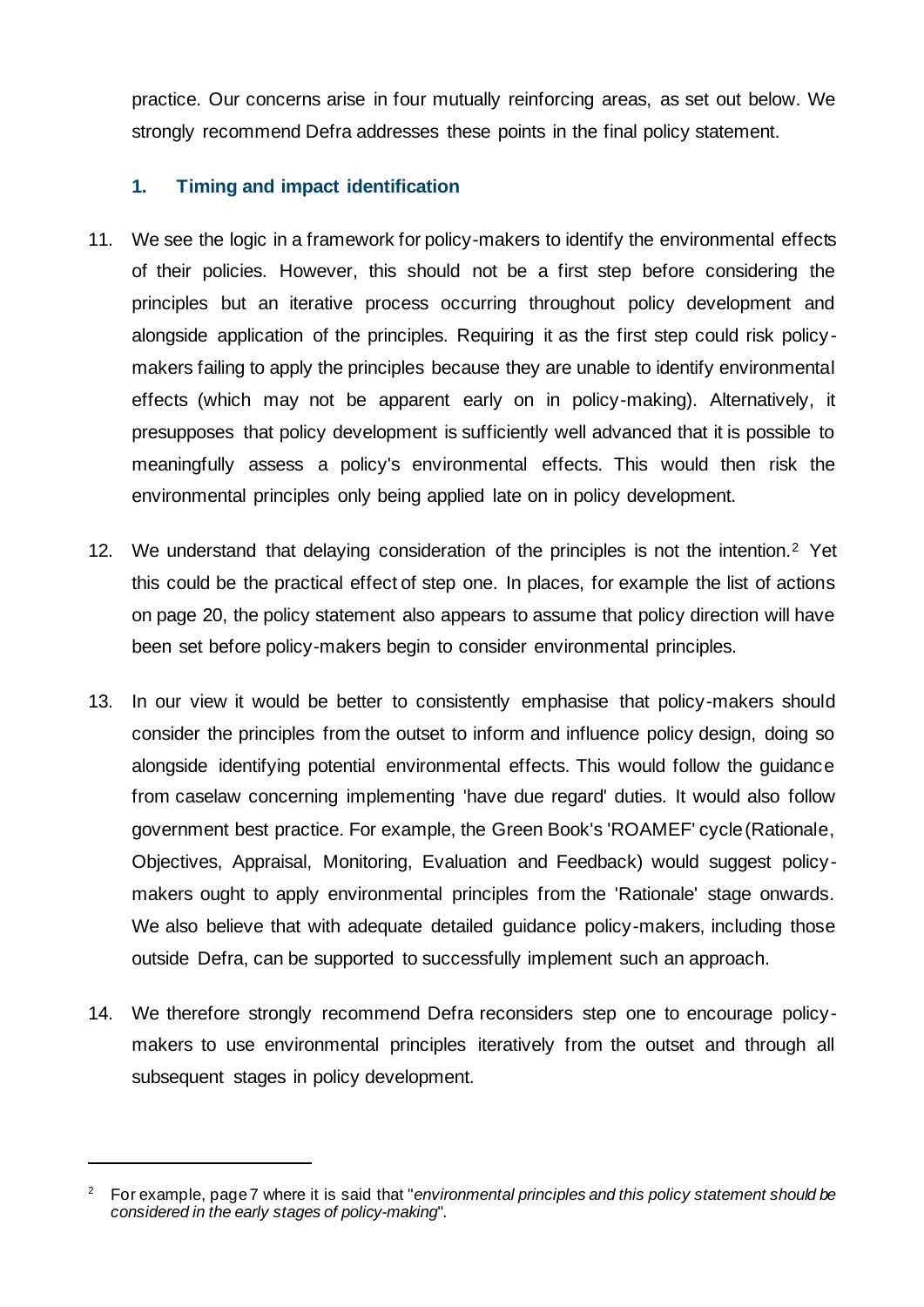practice. Our concerns arise in four mutually reinforcing areas, as set out below. We strongly recommend Defra addresses these points in the final policy statement.

### 1. Timing and impact identification

11. We see the logic in a framework for policy-makers to identify the environmental effects of their policies. However, this should not be a first step before considering the principles but an iterative process occurring throughout policy development and alongside application of the principles. Requiring it as the first step could risk policy-makers failing to apply the principles because they are unable to identify environmental effects (which may not be apparent early on in policy-making). Alternatively, it presupposes that policy development is sufficiently well advanced that it is possible to meaningfully assess a policy's environmental effects. This would then risk the environmental principles only being applied late on in policy development.

12. We understand that delaying consideration of the principles is not the intention.[2] Yet this could be the practical effect of step one. In places, for example the list of actions on page 20, the policy statement also appears to assume that policy direction will have been set before policy-makers begin to consider environmental principles.

13. In our view it would be better to consistently emphasise that policy-makers should consider the principles from the outset to inform and influence policy design, doing so alongside identifying potential environmental effects. This would follow the guidance from caselaw concerning implementing 'have due regard' duties. It would also follow government best practice. For example, the Green Book's 'ROAMEF' cycle (Rationale, Objectives, Appraisal, Monitoring, Evaluation and Feedback) would suggest policy-makers ought to apply environmental principles from the 'Rationale' stage onwards. We also believe that with adequate detailed guidance policy-makers, including those outside Defra, can be supported to successfully implement such an approach.

14. We therefore strongly recommend Defra reconsiders step one to encourage policy-makers to use environmental principles iteratively from the outset and through all subsequent stages in policy development.

---

[2] For example, page 7 where it is said that "*environmental principles and this policy statement should be considered in the early stages of policy-making*".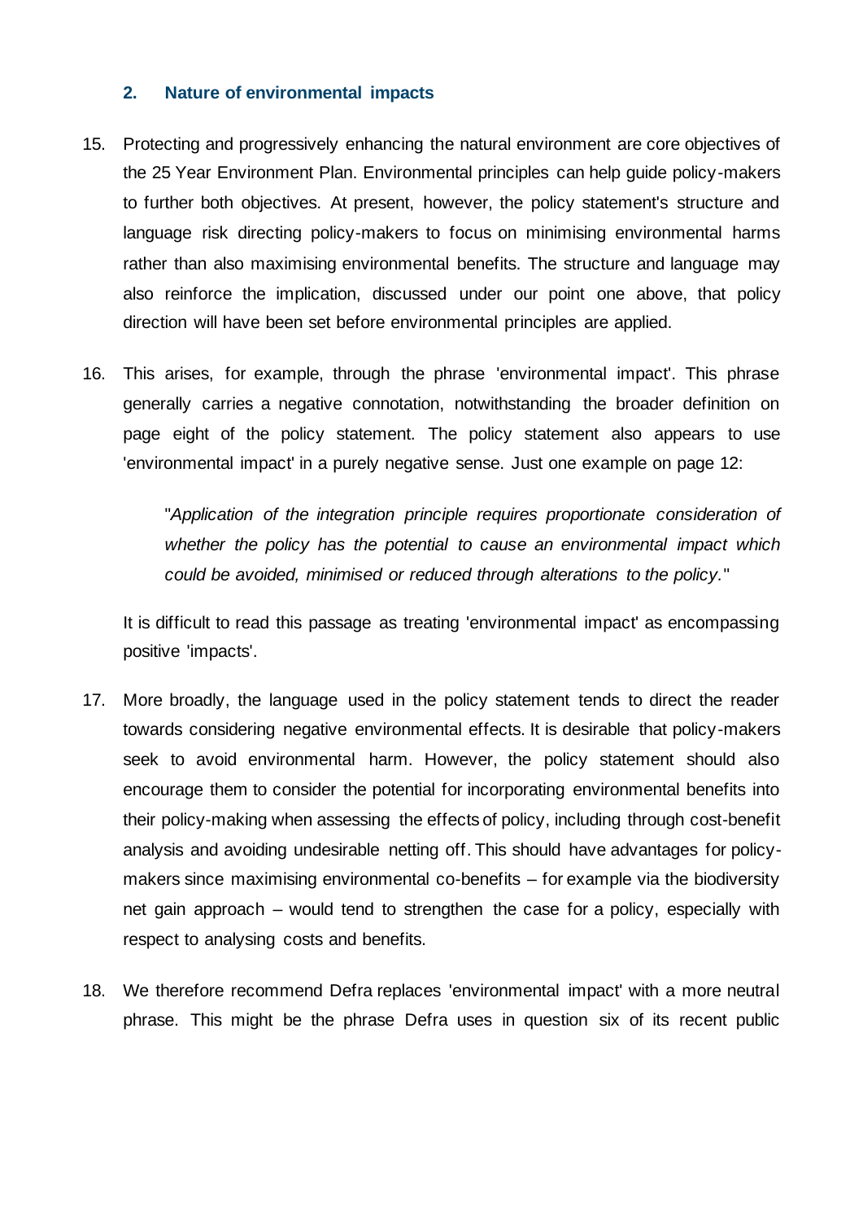## 2. Nature of environmental impacts

15. Protecting and progressively enhancing the natural environment are core objectives of the 25 Year Environment Plan. Environmental principles can help guide policy-makers to further both objectives. At present, however, the policy statement's structure and language risk directing policy-makers to focus on minimising environmental harms rather than also maximising environmental benefits. The structure and language may also reinforce the implication, discussed under our point one above, that policy direction will have been set before environmental principles are applied.

16. This arises, for example, through the phrase 'environmental impact'. This phrase generally carries a negative connotation, notwithstanding the broader definition on page eight of the policy statement. The policy statement also appears to use 'environmental impact' in a purely negative sense. Just one example on page 12:

    "*Application of the integration principle requires proportionate consideration of whether the policy has the potential to cause an environmental impact which could be avoided, minimised or reduced through alterations to the policy.*"

    It is difficult to read this passage as treating 'environmental impact' as encompassing positive 'impacts'.

17. More broadly, the language used in the policy statement tends to direct the reader towards considering negative environmental effects. It is desirable that policy-makers seek to avoid environmental harm. However, the policy statement should also encourage them to consider the potential for incorporating environmental benefits into their policy-making when assessing the effects of policy, including through cost-benefit analysis and avoiding undesirable netting off. This should have advantages for policy-makers since maximising environmental co-benefits – for example via the biodiversity net gain approach – would tend to strengthen the case for a policy, especially with respect to analysing costs and benefits.

18. We therefore recommend Defra replaces 'environmental impact' with a more neutral phrase. This might be the phrase Defra uses in question six of its recent public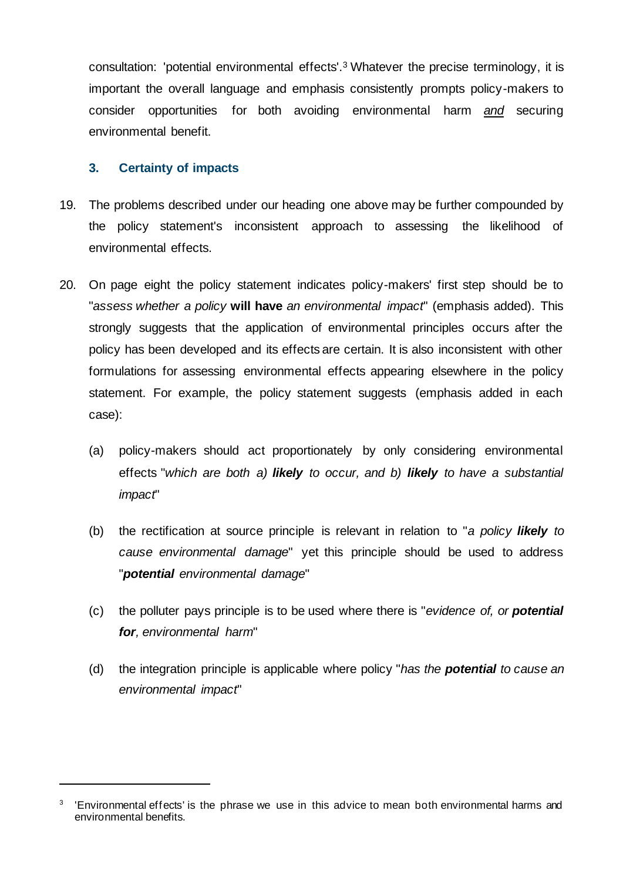consultation: 'potential environmental effects'.[3] Whatever the precise terminology, it is important the overall language and emphasis consistently prompts policy-makers to consider opportunities for both avoiding environmental harm *and* securing environmental benefit.

### 3. Certainty of impacts

19. The problems described under our heading one above may be further compounded by the policy statement's inconsistent approach to assessing the likelihood of environmental effects.

20. On page eight the policy statement indicates policy-makers' first step should be to "*assess whether a policy* **will have** *an environmental impact*" (emphasis added). This strongly suggests that the application of environmental principles occurs after the policy has been developed and its effects are certain. It is also inconsistent with other formulations for assessing environmental effects appearing elsewhere in the policy statement. For example, the policy statement suggests (emphasis added in each case):

    (a) policy-makers should act proportionately by only considering environmental effects "*which are both a)* ***likely*** *to occur, and b)* ***likely*** *to have a substantial impact*"

    (b) the rectification at source principle is relevant in relation to "*a policy* ***likely*** *to cause environmental damage*" yet this principle should be used to address "***potential*** *environmental damage*"

    (c) the polluter pays principle is to be used where there is "*evidence of, or* ***potential for****, environmental harm*"

    (d) the integration principle is applicable where policy "*has the* ***potential*** *to cause an environmental impact*"

---

[3] 'Environmental effects' is the phrase we use in this advice to mean both environmental harms and environmental benefits.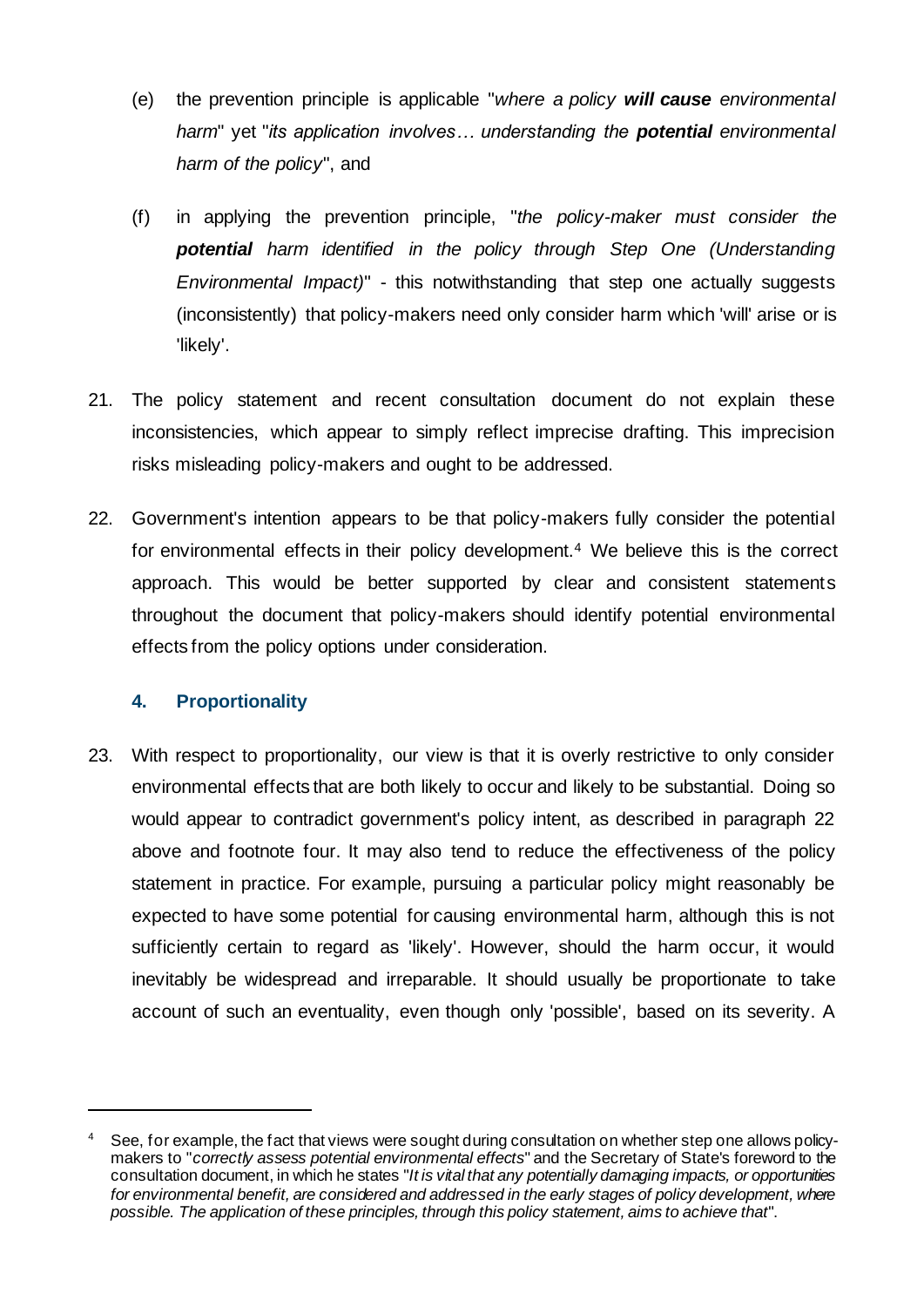(e) the prevention principle is applicable "*where a policy **will cause** environmental harm*" yet "*its application involves… understanding the **potential** environmental harm of the policy*", and

(f) in applying the prevention principle, "*the policy-maker must consider the **potential** harm identified in the policy through Step One (Understanding Environmental Impact)*" - this notwithstanding that step one actually suggests (inconsistently) that policy-makers need only consider harm which 'will' arise or is 'likely'.

21. The policy statement and recent consultation document do not explain these inconsistencies, which appear to simply reflect imprecise drafting. This imprecision risks misleading policy-makers and ought to be addressed.

22. Government's intention appears to be that policy-makers fully consider the potential for environmental effects in their policy development.[4] We believe this is the correct approach. This would be better supported by clear and consistent statements throughout the document that policy-makers should identify potential environmental effects from the policy options under consideration.

### 4. Proportionality

23. With respect to proportionality, our view is that it is overly restrictive to only consider environmental effects that are both likely to occur and likely to be substantial. Doing so would appear to contradict government's policy intent, as described in paragraph 22 above and footnote four. It may also tend to reduce the effectiveness of the policy statement in practice. For example, pursuing a particular policy might reasonably be expected to have some potential for causing environmental harm, although this is not sufficiently certain to regard as 'likely'. However, should the harm occur, it would inevitably be widespread and irreparable. It should usually be proportionate to take account of such an eventuality, even though only 'possible', based on its severity. A

---

[4] See, for example, the fact that views were sought during consultation on whether step one allows policy-makers to "*correctly assess potential environmental effects*" and the Secretary of State's foreword to the consultation document, in which he states "*It is vital that any potentially damaging impacts, or opportunities for environmental benefit, are considered and addressed in the early stages of policy development, where possible. The application of these principles, through this policy statement, aims to achieve that*".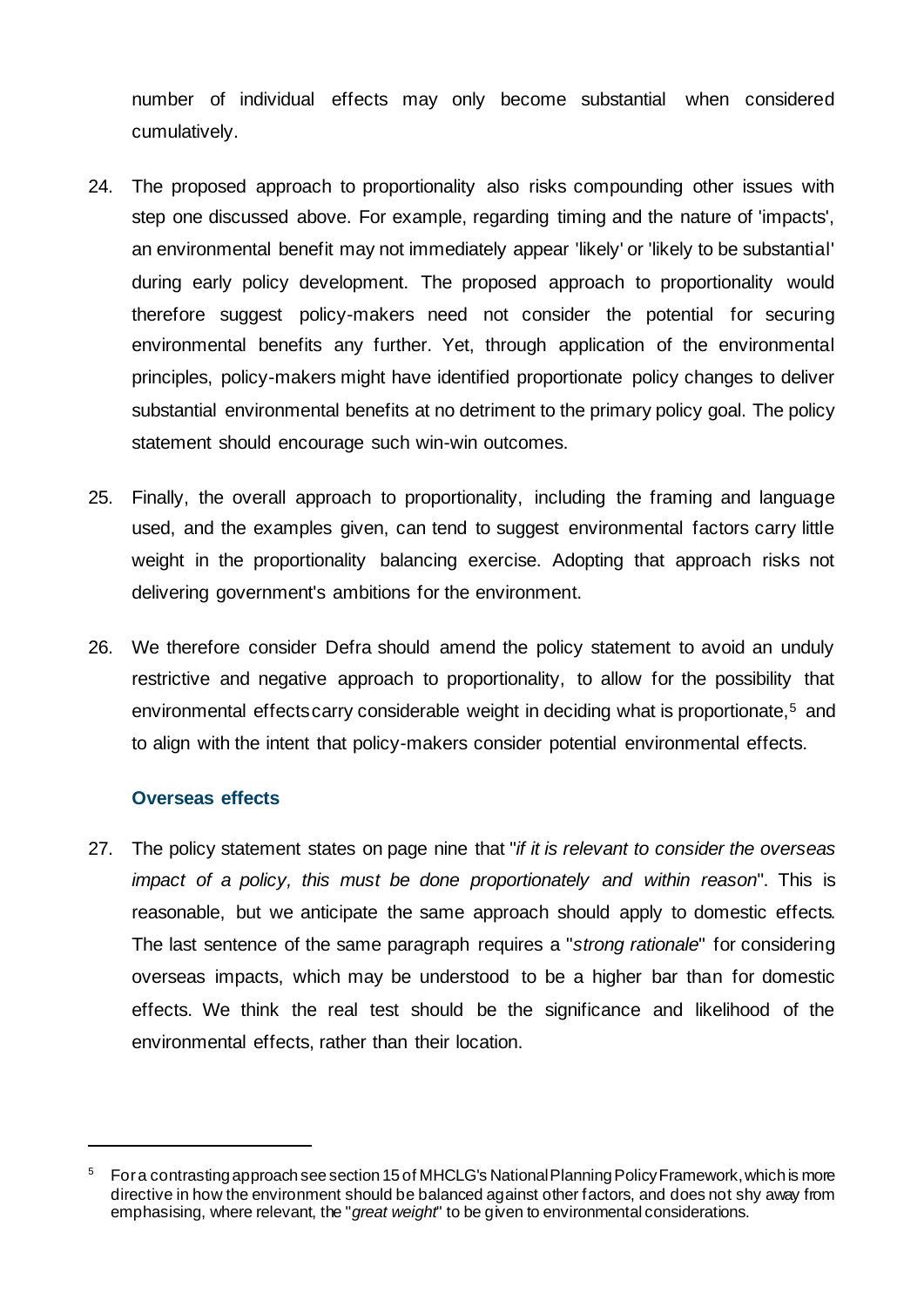number of individual effects may only become substantial when considered cumulatively.

24. The proposed approach to proportionality also risks compounding other issues with step one discussed above. For example, regarding timing and the nature of 'impacts', an environmental benefit may not immediately appear 'likely' or 'likely to be substantial' during early policy development. The proposed approach to proportionality would therefore suggest policy-makers need not consider the potential for securing environmental benefits any further. Yet, through application of the environmental principles, policy-makers might have identified proportionate policy changes to deliver substantial environmental benefits at no detriment to the primary policy goal. The policy statement should encourage such win-win outcomes.

25. Finally, the overall approach to proportionality, including the framing and language used, and the examples given, can tend to suggest environmental factors carry little weight in the proportionality balancing exercise. Adopting that approach risks not delivering government's ambitions for the environment.

26. We therefore consider Defra should amend the policy statement to avoid an unduly restrictive and negative approach to proportionality, to allow for the possibility that environmental effects carry considerable weight in deciding what is proportionate,[5] and to align with the intent that policy-makers consider potential environmental effects.

### Overseas effects

27. The policy statement states on page nine that "*if it is relevant to consider the overseas impact of a policy, this must be done proportionately and within reason*". This is reasonable, but we anticipate the same approach should apply to domestic effects. The last sentence of the same paragraph requires a "*strong rationale*" for considering overseas impacts, which may be understood to be a higher bar than for domestic effects. We think the real test should be the significance and likelihood of the environmental effects, rather than their location.

---

[5] For a contrasting approach see section 15 of MHCLG's National Planning Policy Framework, which is more directive in how the environment should be balanced against other factors, and does not shy away from emphasising, where relevant, the "*great weight*" to be given to environmental considerations.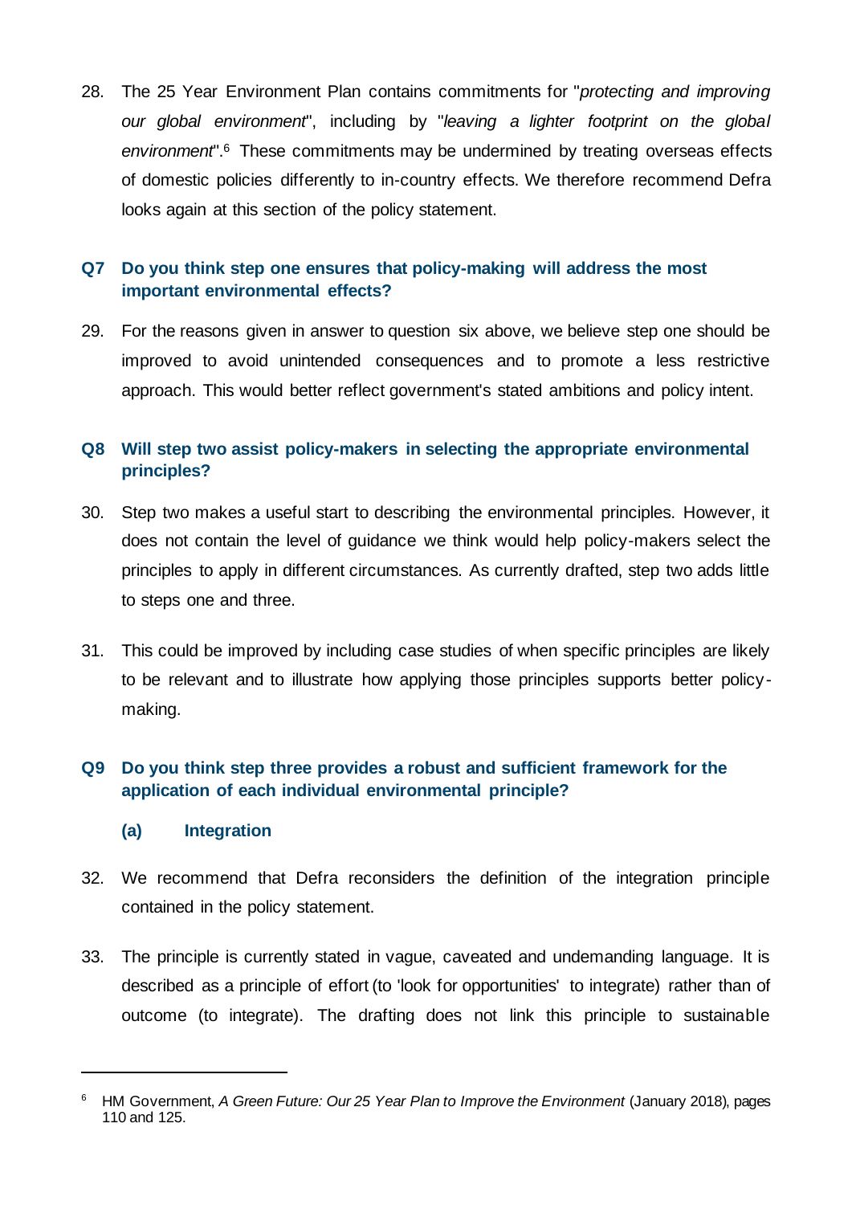28. The 25 Year Environment Plan contains commitments for "*protecting and improving our global environment*", including by "*leaving a lighter footprint on the global environment*".[6] These commitments may be undermined by treating overseas effects of domestic policies differently to in-country effects. We therefore recommend Defra looks again at this section of the policy statement.

### Q7 Do you think step one ensures that policy-making will address the most important environmental effects?

29. For the reasons given in answer to question six above, we believe step one should be improved to avoid unintended consequences and to promote a less restrictive approach. This would better reflect government's stated ambitions and policy intent.

### Q8 Will step two assist policy-makers in selecting the appropriate environmental principles?

30. Step two makes a useful start to describing the environmental principles. However, it does not contain the level of guidance we think would help policy-makers select the principles to apply in different circumstances. As currently drafted, step two adds little to steps one and three.

31. This could be improved by including case studies of when specific principles are likely to be relevant and to illustrate how applying those principles supports better policy-making.

### Q9 Do you think step three provides a robust and sufficient framework for the application of each individual environmental principle?

#### (a) Integration

32. We recommend that Defra reconsiders the definition of the integration principle contained in the policy statement.

33. The principle is currently stated in vague, caveated and undemanding language. It is described as a principle of effort (to 'look for opportunities' to integrate) rather than of outcome (to integrate). The drafting does not link this principle to sustainable

---

[6] HM Government, *A Green Future: Our 25 Year Plan to Improve the Environment* (January 2018), pages 110 and 125.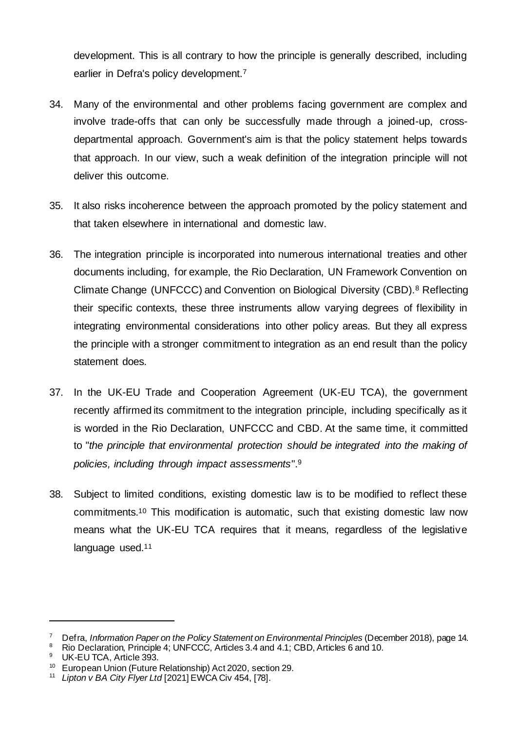development. This is all contrary to how the principle is generally described, including earlier in Defra's policy development.[7]

34. Many of the environmental and other problems facing government are complex and involve trade-offs that can only be successfully made through a joined-up, cross-departmental approach. Government's aim is that the policy statement helps towards that approach. In our view, such a weak definition of the integration principle will not deliver this outcome.

35. It also risks incoherence between the approach promoted by the policy statement and that taken elsewhere in international and domestic law.

36. The integration principle is incorporated into numerous international treaties and other documents including, for example, the Rio Declaration, UN Framework Convention on Climate Change (UNFCCC) and Convention on Biological Diversity (CBD).[8] Reflecting their specific contexts, these three instruments allow varying degrees of flexibility in integrating environmental considerations into other policy areas. But they all express the principle with a stronger commitment to integration as an end result than the policy statement does.

37. In the UK-EU Trade and Cooperation Agreement (UK-EU TCA), the government recently affirmed its commitment to the integration principle, including specifically as it is worded in the Rio Declaration, UNFCCC and CBD. At the same time, it committed to "*the principle that environmental protection should be integrated into the making of policies, including through impact assessments*".[9]

38. Subject to limited conditions, existing domestic law is to be modified to reflect these commitments.[10] This modification is automatic, such that existing domestic law now means what the UK-EU TCA requires that it means, regardless of the legislative language used.[11]

---

[7] Defra, *Information Paper on the Policy Statement on Environmental Principles* (December 2018), page 14.

[8] Rio Declaration, Principle 4; UNFCCC, Articles 3.4 and 4.1; CBD, Articles 6 and 10.

[9] UK-EU TCA, Article 393.

[10] European Union (Future Relationship) Act 2020, section 29.

[11] *Lipton v BA City Flyer Ltd* [2021] EWCA Civ 454, [78].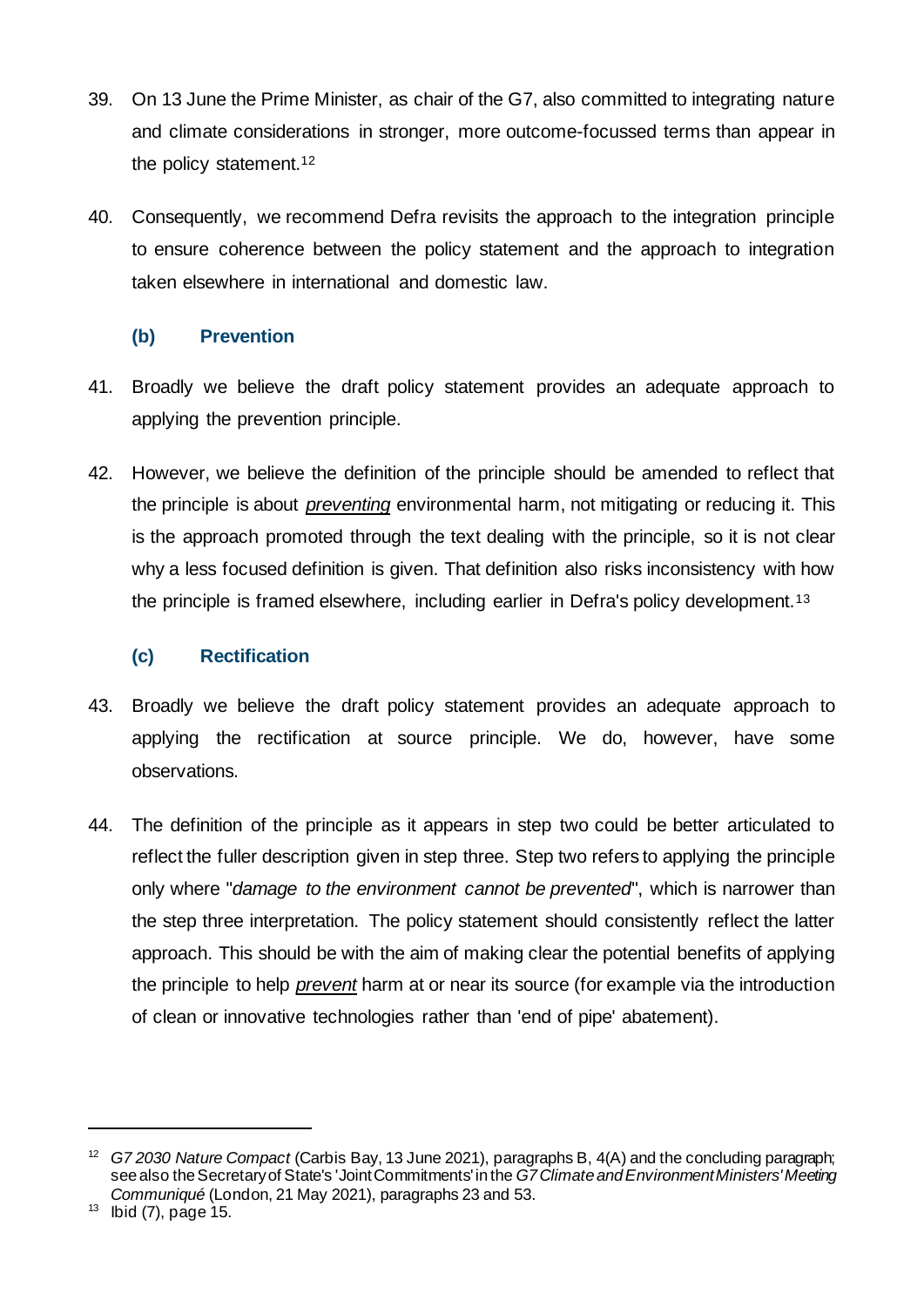39. On 13 June the Prime Minister, as chair of the G7, also committed to integrating nature and climate considerations in stronger, more outcome-focussed terms than appear in the policy statement.[12]

40. Consequently, we recommend Defra revisits the approach to the integration principle to ensure coherence between the policy statement and the approach to integration taken elsewhere in international and domestic law.

### (b) Prevention

41. Broadly we believe the draft policy statement provides an adequate approach to applying the prevention principle.

42. However, we believe the definition of the principle should be amended to reflect that the principle is about ***preventing*** environmental harm, not mitigating or reducing it. This is the approach promoted through the text dealing with the principle, so it is not clear why a less focused definition is given. That definition also risks inconsistency with how the principle is framed elsewhere, including earlier in Defra's policy development.[13]

### (c) Rectification

43. Broadly we believe the draft policy statement provides an adequate approach to applying the rectification at source principle. We do, however, have some observations.

44. The definition of the principle as it appears in step two could be better articulated to reflect the fuller description given in step three. Step two refers to applying the principle only where "*damage to the environment cannot be prevented*", which is narrower than the step three interpretation. The policy statement should consistently reflect the latter approach. This should be with the aim of making clear the potential benefits of applying the principle to help ***prevent*** harm at or near its source (for example via the introduction of clean or innovative technologies rather than 'end of pipe' abatement).

---

[12] *G7 2030 Nature Compact* (Carbis Bay, 13 June 2021), paragraphs B, 4(A) and the concluding paragraph; see also the Secretary of State's 'Joint Commitments' in the *G7 Climate and Environment Ministers' Meeting Communiqué* (London, 21 May 2021), paragraphs 23 and 53.

[13] Ibid (7), page 15.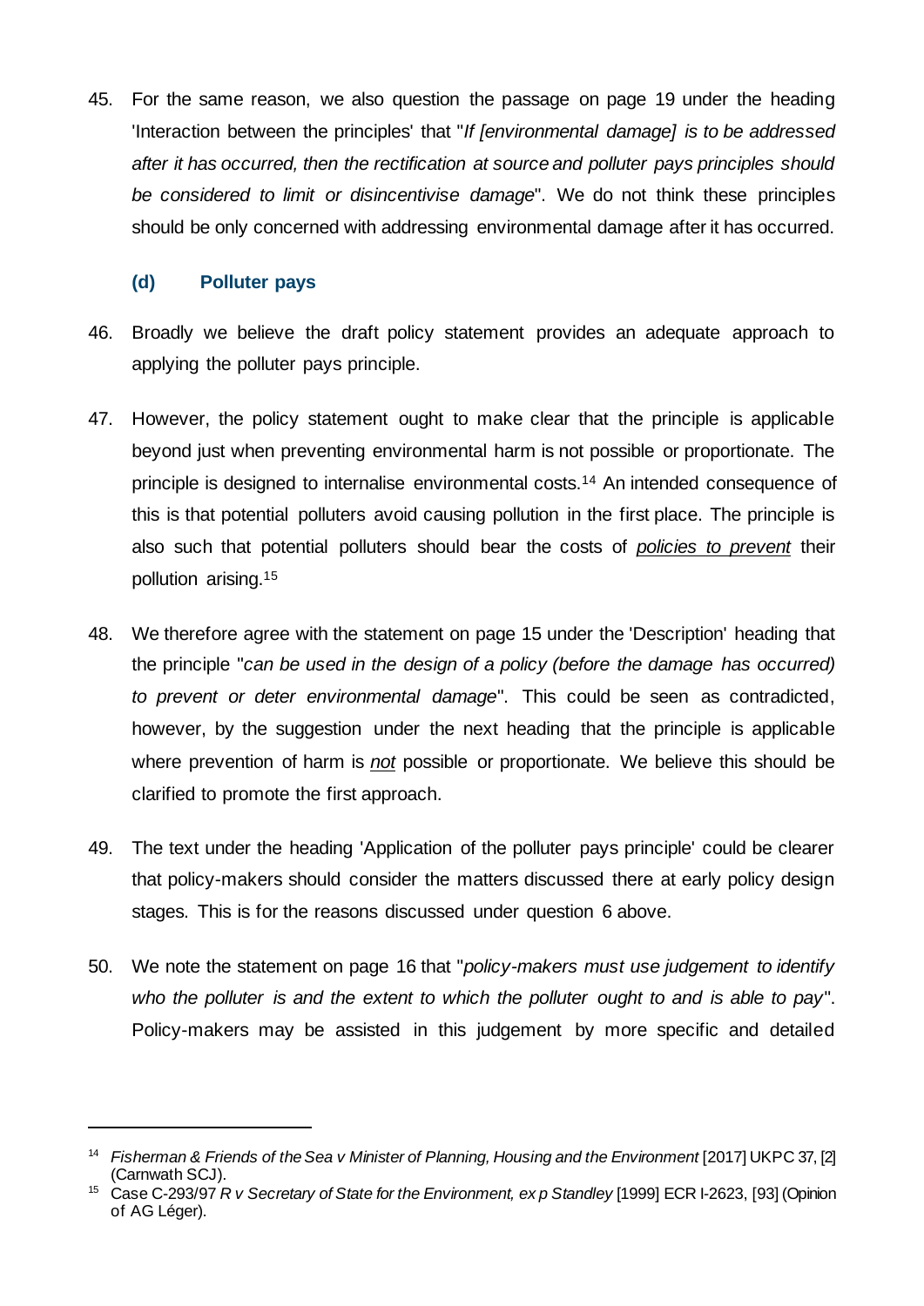45. For the same reason, we also question the passage on page 19 under the heading 'Interaction between the principles' that "*If [environmental damage] is to be addressed after it has occurred, then the rectification at source and polluter pays principles should be considered to limit or disincentivise damage*". We do not think these principles should be only concerned with addressing environmental damage after it has occurred.

### (d) Polluter pays

46. Broadly we believe the draft policy statement provides an adequate approach to applying the polluter pays principle.

47. However, the policy statement ought to make clear that the principle is applicable beyond just when preventing environmental harm is not possible or proportionate. The principle is designed to internalise environmental costs.[14] An intended consequence of this is that potential polluters avoid causing pollution in the first place. The principle is also such that potential polluters should bear the costs of <u>*policies to prevent*</u> their pollution arising.[15]

48. We therefore agree with the statement on page 15 under the 'Description' heading that the principle "*can be used in the design of a policy (before the damage has occurred) to prevent or deter environmental damage*". This could be seen as contradicted, however, by the suggestion under the next heading that the principle is applicable where prevention of harm is <u>*not*</u> possible or proportionate. We believe this should be clarified to promote the first approach.

49. The text under the heading 'Application of the polluter pays principle' could be clearer that policy-makers should consider the matters discussed there at early policy design stages. This is for the reasons discussed under question 6 above.

50. We note the statement on page 16 that "*policy-makers must use judgement to identify who the polluter is and the extent to which the polluter ought to and is able to pay*". Policy-makers may be assisted in this judgement by more specific and detailed

---

[14] *Fisherman & Friends of the Sea v Minister of Planning, Housing and the Environment* [2017] UKPC 37, [2] (Carnwath SCJ).

[15] Case C-293/97 *R v Secretary of State for the Environment, ex p Standley* [1999] ECR I-2623, [93] (Opinion of AG Léger).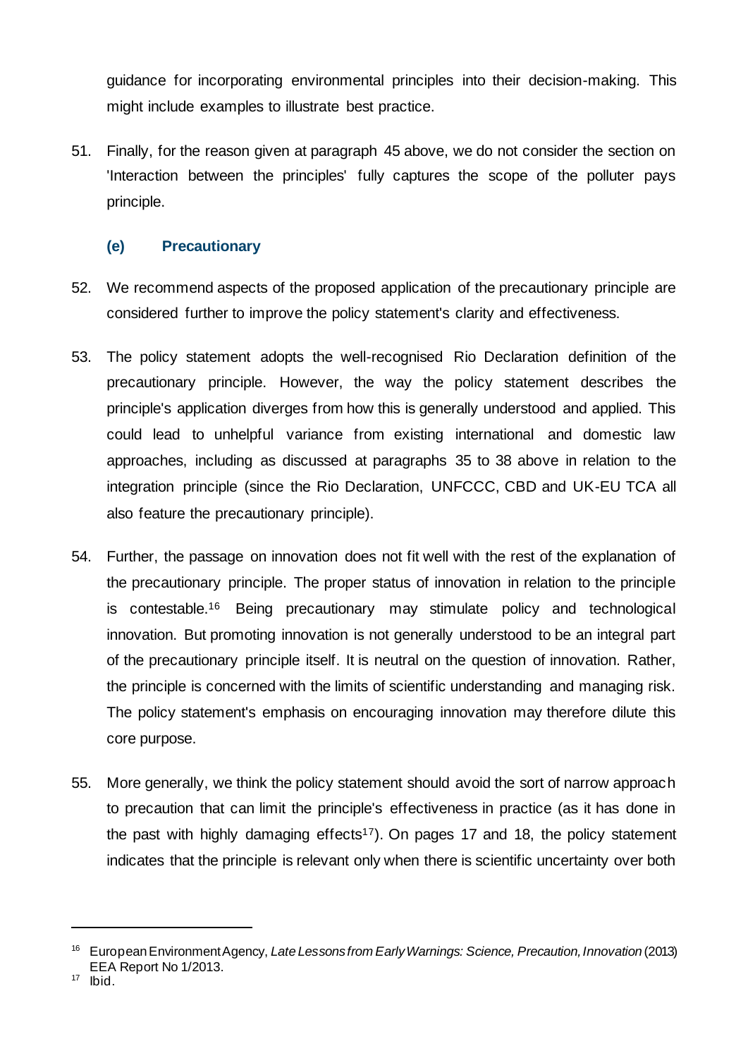guidance for incorporating environmental principles into their decision-making. This might include examples to illustrate best practice.

51. Finally, for the reason given at paragraph 45 above, we do not consider the section on 'Interaction between the principles' fully captures the scope of the polluter pays principle.

### (e) Precautionary

52. We recommend aspects of the proposed application of the precautionary principle are considered further to improve the policy statement's clarity and effectiveness.

53. The policy statement adopts the well-recognised Rio Declaration definition of the precautionary principle. However, the way the policy statement describes the principle's application diverges from how this is generally understood and applied. This could lead to unhelpful variance from existing international and domestic law approaches, including as discussed at paragraphs 35 to 38 above in relation to the integration principle (since the Rio Declaration, UNFCCC, CBD and UK-EU TCA all also feature the precautionary principle).

54. Further, the passage on innovation does not fit well with the rest of the explanation of the precautionary principle. The proper status of innovation in relation to the principle is contestable.[16] Being precautionary may stimulate policy and technological innovation. But promoting innovation is not generally understood to be an integral part of the precautionary principle itself. It is neutral on the question of innovation. Rather, the principle is concerned with the limits of scientific understanding and managing risk. The policy statement's emphasis on encouraging innovation may therefore dilute this core purpose.

55. More generally, we think the policy statement should avoid the sort of narrow approach to precaution that can limit the principle's effectiveness in practice (as it has done in the past with highly damaging effects[17]). On pages 17 and 18, the policy statement indicates that the principle is relevant only when there is scientific uncertainty over both

---

[16] European Environment Agency, *Late Lessons from Early Warnings: Science, Precaution, Innovation* (2013) EEA Report No 1/2013.

[17] Ibid.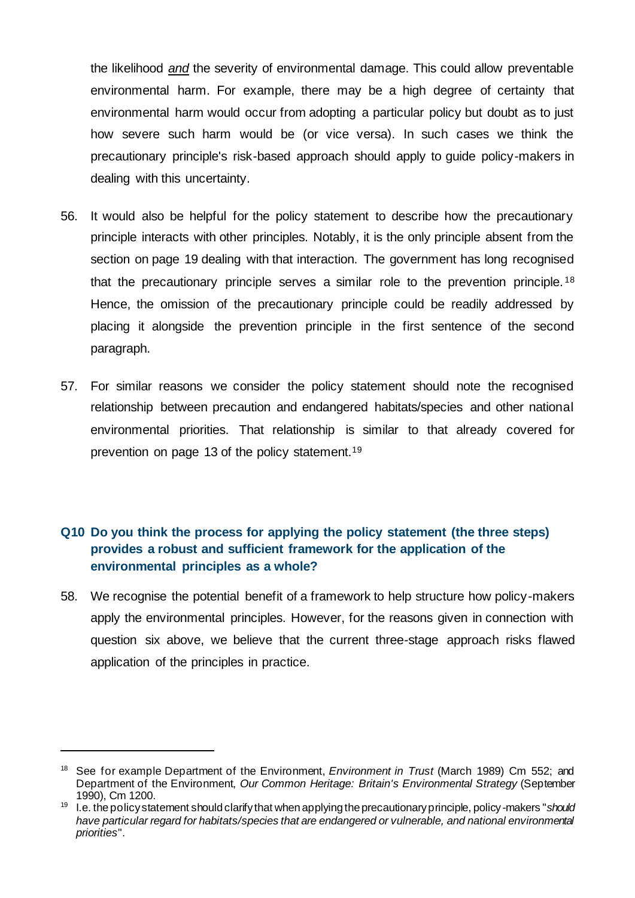the likelihood ***and*** the severity of environmental damage. This could allow preventable environmental harm. For example, there may be a high degree of certainty that environmental harm would occur from adopting a particular policy but doubt as to just how severe such harm would be (or vice versa). In such cases we think the precautionary principle's risk-based approach should apply to guide policy-makers in dealing with this uncertainty.

56. It would also be helpful for the policy statement to describe how the precautionary principle interacts with other principles. Notably, it is the only principle absent from the section on page 19 dealing with that interaction. The government has long recognised that the precautionary principle serves a similar role to the prevention principle.[18] Hence, the omission of the precautionary principle could be readily addressed by placing it alongside the prevention principle in the first sentence of the second paragraph.

57. For similar reasons we consider the policy statement should note the recognised relationship between precaution and endangered habitats/species and other national environmental priorities. That relationship is similar to that already covered for prevention on page 13 of the policy statement.[19]

### Q10 Do you think the process for applying the policy statement (the three steps) provides a robust and sufficient framework for the application of the environmental principles as a whole?

58. We recognise the potential benefit of a framework to help structure how policy-makers apply the environmental principles. However, for the reasons given in connection with question six above, we believe that the current three-stage approach risks flawed application of the principles in practice.

---

[18] See for example Department of the Environment, *Environment in Trust* (March 1989) Cm 552; and Department of the Environment, *Our Common Heritage: Britain's Environmental Strategy* (September 1990), Cm 1200.

[19] I.e. the policy statement should clarify that when applying the precautionary principle, policy-makers "*should have particular regard for habitats/species that are endangered or vulnerable, and national environmental priorities*".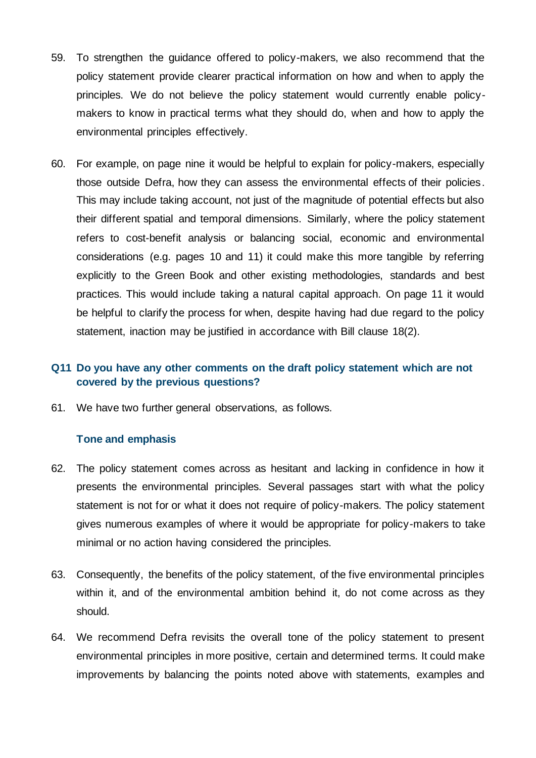59. To strengthen the guidance offered to policy-makers, we also recommend that the policy statement provide clearer practical information on how and when to apply the principles. We do not believe the policy statement would currently enable policy-makers to know in practical terms what they should do, when and how to apply the environmental principles effectively.

60. For example, on page nine it would be helpful to explain for policy-makers, especially those outside Defra, how they can assess the environmental effects of their policies. This may include taking account, not just of the magnitude of potential effects but also their different spatial and temporal dimensions. Similarly, where the policy statement refers to cost-benefit analysis or balancing social, economic and environmental considerations (e.g. pages 10 and 11) it could make this more tangible by referring explicitly to the Green Book and other existing methodologies, standards and best practices. This would include taking a natural capital approach. On page 11 it would be helpful to clarify the process for when, despite having had due regard to the policy statement, inaction may be justified in accordance with Bill clause 18(2).

### Q11 Do you have any other comments on the draft policy statement which are not covered by the previous questions?

61. We have two further general observations, as follows.

#### Tone and emphasis

62. The policy statement comes across as hesitant and lacking in confidence in how it presents the environmental principles. Several passages start with what the policy statement is not for or what it does not require of policy-makers. The policy statement gives numerous examples of where it would be appropriate for policy-makers to take minimal or no action having considered the principles.

63. Consequently, the benefits of the policy statement, of the five environmental principles within it, and of the environmental ambition behind it, do not come across as they should.

64. We recommend Defra revisits the overall tone of the policy statement to present environmental principles in more positive, certain and determined terms. It could make improvements by balancing the points noted above with statements, examples and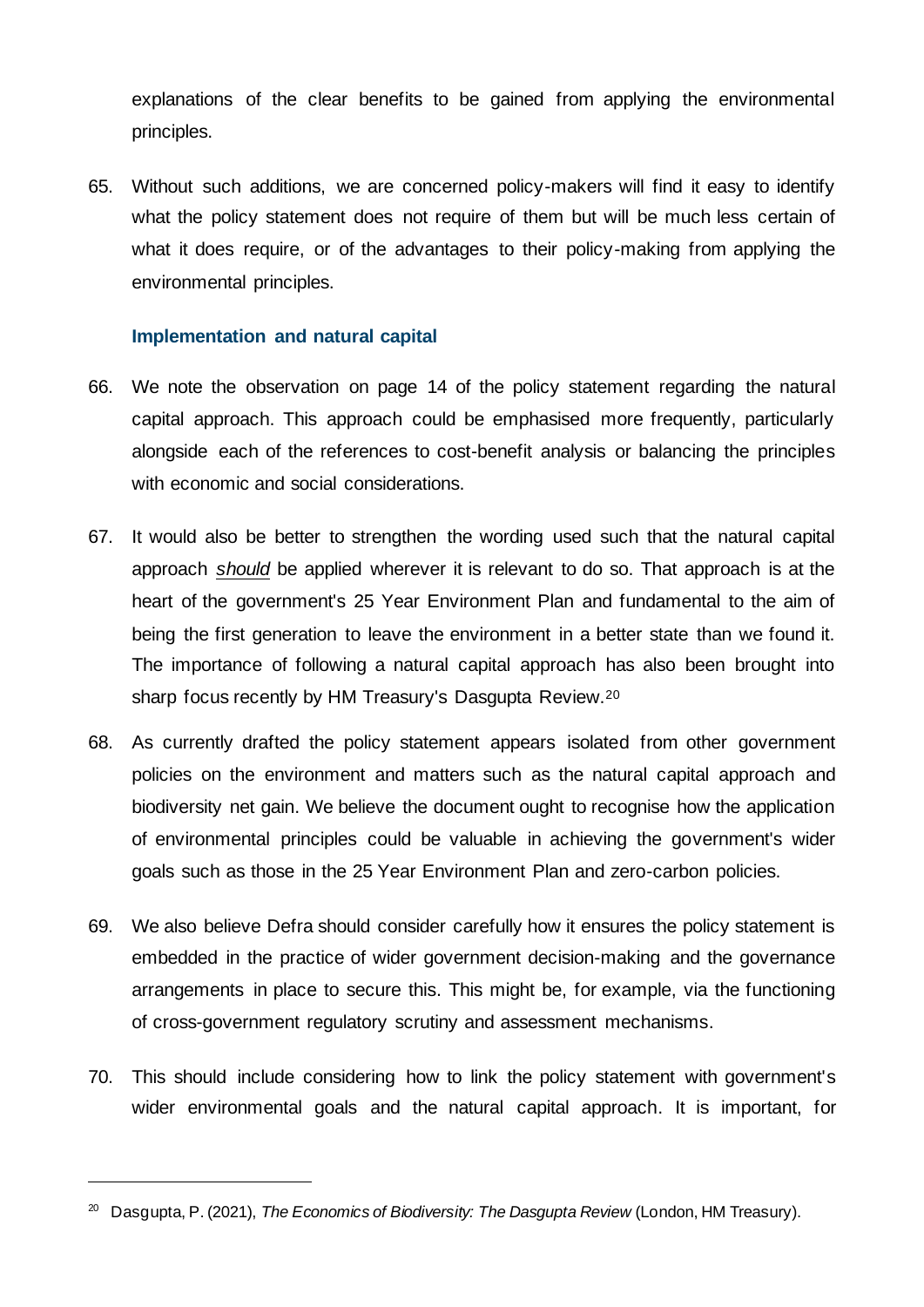explanations of the clear benefits to be gained from applying the environmental principles.

65. Without such additions, we are concerned policy-makers will find it easy to identify what the policy statement does not require of them but will be much less certain of what it does require, or of the advantages to their policy-making from applying the environmental principles.

### Implementation and natural capital

66. We note the observation on page 14 of the policy statement regarding the natural capital approach. This approach could be emphasised more frequently, particularly alongside each of the references to cost-benefit analysis or balancing the principles with economic and social considerations.

67. It would also be better to strengthen the wording used such that the natural capital approach ***should*** be applied wherever it is relevant to do so. That approach is at the heart of the government's 25 Year Environment Plan and fundamental to the aim of being the first generation to leave the environment in a better state than we found it. The importance of following a natural capital approach has also been brought into sharp focus recently by HM Treasury's Dasgupta Review.[20]

68. As currently drafted the policy statement appears isolated from other government policies on the environment and matters such as the natural capital approach and biodiversity net gain. We believe the document ought to recognise how the application of environmental principles could be valuable in achieving the government's wider goals such as those in the 25 Year Environment Plan and zero-carbon policies.

69. We also believe Defra should consider carefully how it ensures the policy statement is embedded in the practice of wider government decision-making and the governance arrangements in place to secure this. This might be, for example, via the functioning of cross-government regulatory scrutiny and assessment mechanisms.

70. This should include considering how to link the policy statement with government's wider environmental goals and the natural capital approach. It is important, for

---

[20] Dasgupta, P. (2021), *The Economics of Biodiversity: The Dasgupta Review* (London, HM Treasury).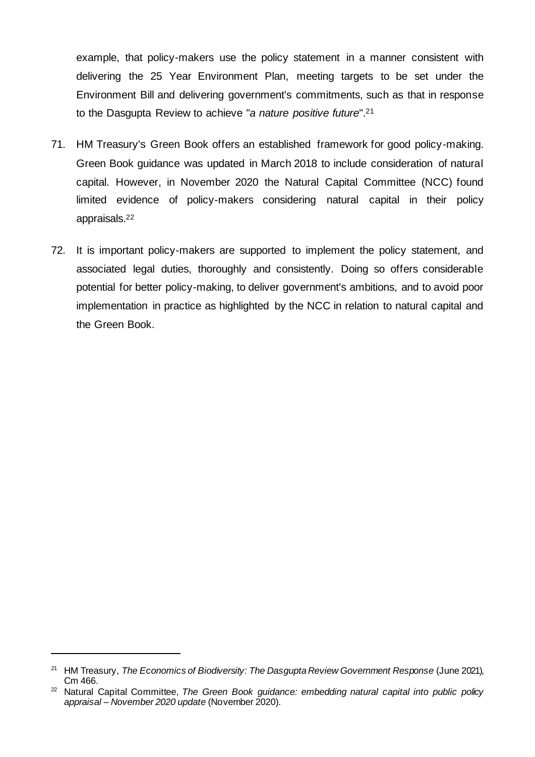example, that policy-makers use the policy statement in a manner consistent with delivering the 25 Year Environment Plan, meeting targets to be set under the Environment Bill and delivering government's commitments, such as that in response to the Dasgupta Review to achieve "*a nature positive future*".[21]

71. HM Treasury's Green Book offers an established framework for good policy-making. Green Book guidance was updated in March 2018 to include consideration of natural capital. However, in November 2020 the Natural Capital Committee (NCC) found limited evidence of policy-makers considering natural capital in their policy appraisals.[22]

72. It is important policy-makers are supported to implement the policy statement, and associated legal duties, thoroughly and consistently. Doing so offers considerable potential for better policy-making, to deliver government's ambitions, and to avoid poor implementation in practice as highlighted by the NCC in relation to natural capital and the Green Book.

---

[21] HM Treasury, *The Economics of Biodiversity: The Dasgupta Review Government Response* (June 2021), Cm 466.

[22] Natural Capital Committee, *The Green Book guidance: embedding natural capital into public policy appraisal – November 2020 update* (November 2020).